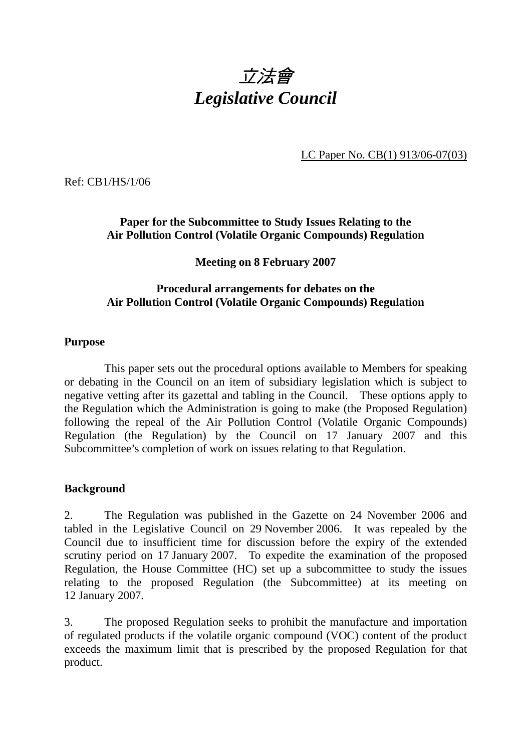# *立法會*
# *Legislative Council*

LC Paper No. CB(1) 913/06-07(03)

Ref: CB1/HS/1/06

**Paper for the Subcommittee to Study Issues Relating to the Air Pollution Control (Volatile Organic Compounds) Regulation**

**Meeting on 8 February 2007**

**Procedural arrangements for debates on the Air Pollution Control (Volatile Organic Compounds) Regulation**

**Purpose**

This paper sets out the procedural options available to Members for speaking or debating in the Council on an item of subsidiary legislation which is subject to negative vetting after its gazettal and tabling in the Council. These options apply to the Regulation which the Administration is going to make (the Proposed Regulation) following the repeal of the Air Pollution Control (Volatile Organic Compounds) Regulation (the Regulation) by the Council on 17 January 2007 and this Subcommittee's completion of work on issues relating to that Regulation.

**Background**

2. The Regulation was published in the Gazette on 24 November 2006 and tabled in the Legislative Council on 29 November 2006. It was repealed by the Council due to insufficient time for discussion before the expiry of the extended scrutiny period on 17 January 2007. To expedite the examination of the proposed Regulation, the House Committee (HC) set up a subcommittee to study the issues relating to the proposed Regulation (the Subcommittee) at its meeting on 12 January 2007.

3. The proposed Regulation seeks to prohibit the manufacture and importation of regulated products if the volatile organic compound (VOC) content of the product exceeds the maximum limit that is prescribed by the proposed Regulation for that product.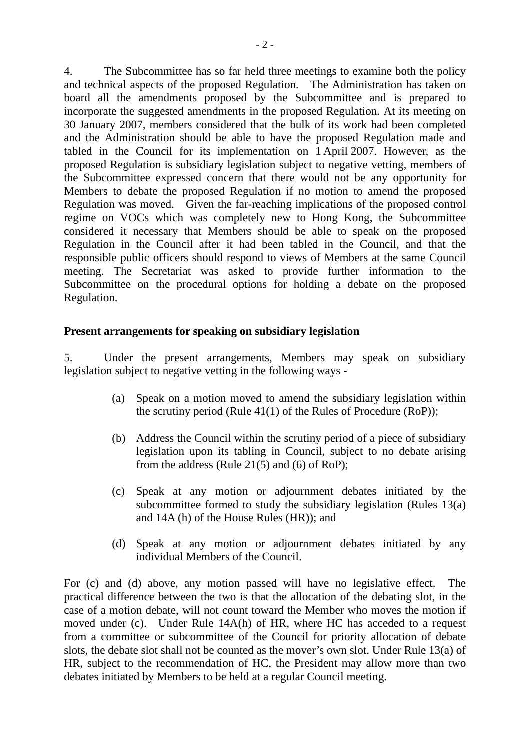4. The Subcommittee has so far held three meetings to examine both the policy and technical aspects of the proposed Regulation. The Administration has taken on board all the amendments proposed by the Subcommittee and is prepared to incorporate the suggested amendments in the proposed Regulation. At its meeting on 30 January 2007, members considered that the bulk of its work had been completed and the Administration should be able to have the proposed Regulation made and tabled in the Council for its implementation on 1 April 2007. However, as the proposed Regulation is subsidiary legislation subject to negative vetting, members of the Subcommittee expressed concern that there would not be any opportunity for Members to debate the proposed Regulation if no motion to amend the proposed Regulation was moved. Given the far-reaching implications of the proposed control regime on VOCs which was completely new to Hong Kong, the Subcommittee considered it necessary that Members should be able to speak on the proposed Regulation in the Council after it had been tabled in the Council, and that the responsible public officers should respond to views of Members at the same Council meeting. The Secretariat was asked to provide further information to the Subcommittee on the procedural options for holding a debate on the proposed Regulation.

**Present arrangements for speaking on subsidiary legislation**

5. Under the present arrangements, Members may speak on subsidiary legislation subject to negative vetting in the following ways -

(a) Speak on a motion moved to amend the subsidiary legislation within the scrutiny period (Rule 41(1) of the Rules of Procedure (RoP));

(b) Address the Council within the scrutiny period of a piece of subsidiary legislation upon its tabling in Council, subject to no debate arising from the address (Rule 21(5) and (6) of RoP);

(c) Speak at any motion or adjournment debates initiated by the subcommittee formed to study the subsidiary legislation (Rules 13(a) and 14A (h) of the House Rules (HR)); and

(d) Speak at any motion or adjournment debates initiated by any individual Members of the Council.

For (c) and (d) above, any motion passed will have no legislative effect. The practical difference between the two is that the allocation of the debating slot, in the case of a motion debate, will not count toward the Member who moves the motion if moved under (c). Under Rule 14A(h) of HR, where HC has acceded to a request from a committee or subcommittee of the Council for priority allocation of debate slots, the debate slot shall not be counted as the mover's own slot. Under Rule 13(a) of HR, subject to the recommendation of HC, the President may allow more than two debates initiated by Members to be held at a regular Council meeting.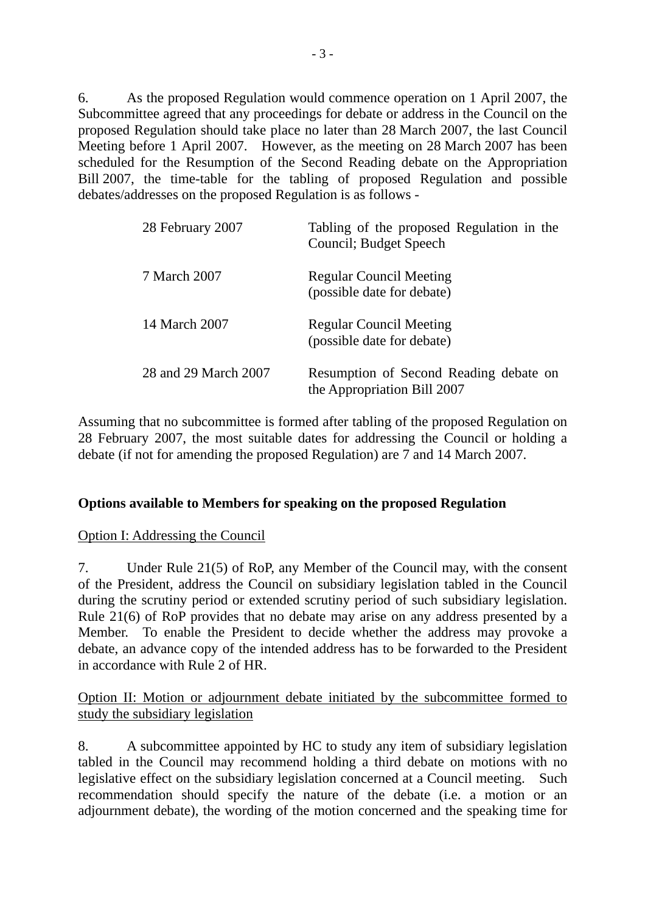6. As the proposed Regulation would commence operation on 1 April 2007, the Subcommittee agreed that any proceedings for debate or address in the Council on the proposed Regulation should take place no later than 28 March 2007, the last Council Meeting before 1 April 2007. However, as the meeting on 28 March 2007 has been scheduled for the Resumption of the Second Reading debate on the Appropriation Bill 2007, the time-table for the tabling of proposed Regulation and possible debates/addresses on the proposed Regulation is as follows -

| | |
|---|---|
| 28 February 2007 | Tabling of the proposed Regulation in the Council; Budget Speech |
| 7 March 2007 | Regular Council Meeting (possible date for debate) |
| 14 March 2007 | Regular Council Meeting (possible date for debate) |
| 28 and 29 March 2007 | Resumption of Second Reading debate on the Appropriation Bill 2007 |

Assuming that no subcommittee is formed after tabling of the proposed Regulation on 28 February 2007, the most suitable dates for addressing the Council or holding a debate (if not for amending the proposed Regulation) are 7 and 14 March 2007.

**Options available to Members for speaking on the proposed Regulation**

<u>Option I: Addressing the Council</u>

7. Under Rule 21(5) of RoP, any Member of the Council may, with the consent of the President, address the Council on subsidiary legislation tabled in the Council during the scrutiny period or extended scrutiny period of such subsidiary legislation. Rule 21(6) of RoP provides that no debate may arise on any address presented by a Member. To enable the President to decide whether the address may provoke a debate, an advance copy of the intended address has to be forwarded to the President in accordance with Rule 2 of HR.

<u>Option II: Motion or adjournment debate initiated by the subcommittee formed to study the subsidiary legislation</u>

8. A subcommittee appointed by HC to study any item of subsidiary legislation tabled in the Council may recommend holding a third debate on motions with no legislative effect on the subsidiary legislation concerned at a Council meeting. Such recommendation should specify the nature of the debate (i.e. a motion or an adjournment debate), the wording of the motion concerned and the speaking time for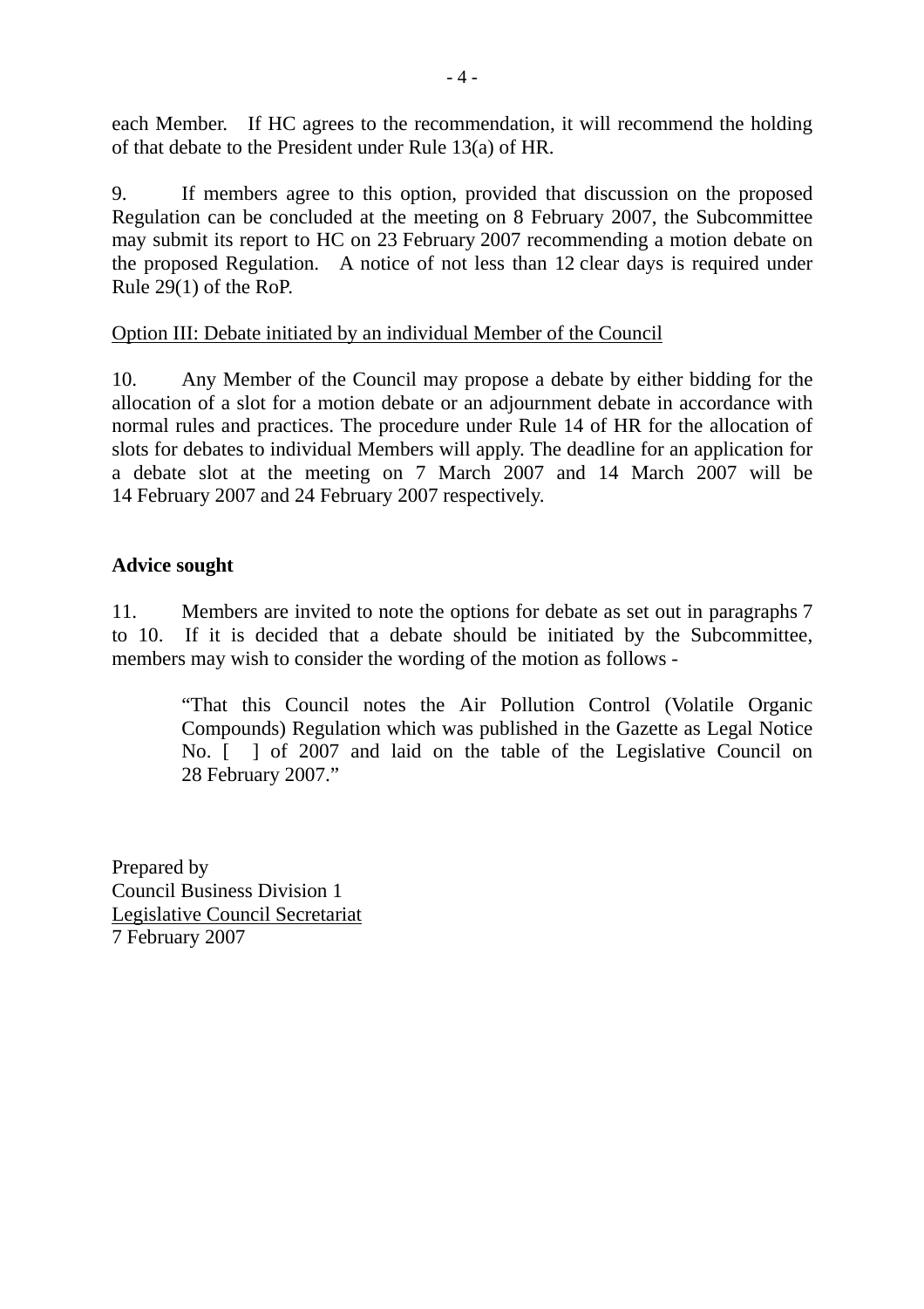each Member. If HC agrees to the recommendation, it will recommend the holding of that debate to the President under Rule 13(a) of HR.

9. If members agree to this option, provided that discussion on the proposed Regulation can be concluded at the meeting on 8 February 2007, the Subcommittee may submit its report to HC on 23 February 2007 recommending a motion debate on the proposed Regulation. A notice of not less than 12 clear days is required under Rule 29(1) of the RoP.

<u>Option III: Debate initiated by an individual Member of the Council</u>

10. Any Member of the Council may propose a debate by either bidding for the allocation of a slot for a motion debate or an adjournment debate in accordance with normal rules and practices. The procedure under Rule 14 of HR for the allocation of slots for debates to individual Members will apply. The deadline for an application for a debate slot at the meeting on 7 March 2007 and 14 March 2007 will be 14 February 2007 and 24 February 2007 respectively.

**Advice sought**

11. Members are invited to note the options for debate as set out in paragraphs 7 to 10. If it is decided that a debate should be initiated by the Subcommittee, members may wish to consider the wording of the motion as follows -

> "That this Council notes the Air Pollution Control (Volatile Organic Compounds) Regulation which was published in the Gazette as Legal Notice No. [ ] of 2007 and laid on the table of the Legislative Council on 28 February 2007."

Prepared by
Council Business Division 1
<u>Legislative Council Secretariat</u>
7 February 2007